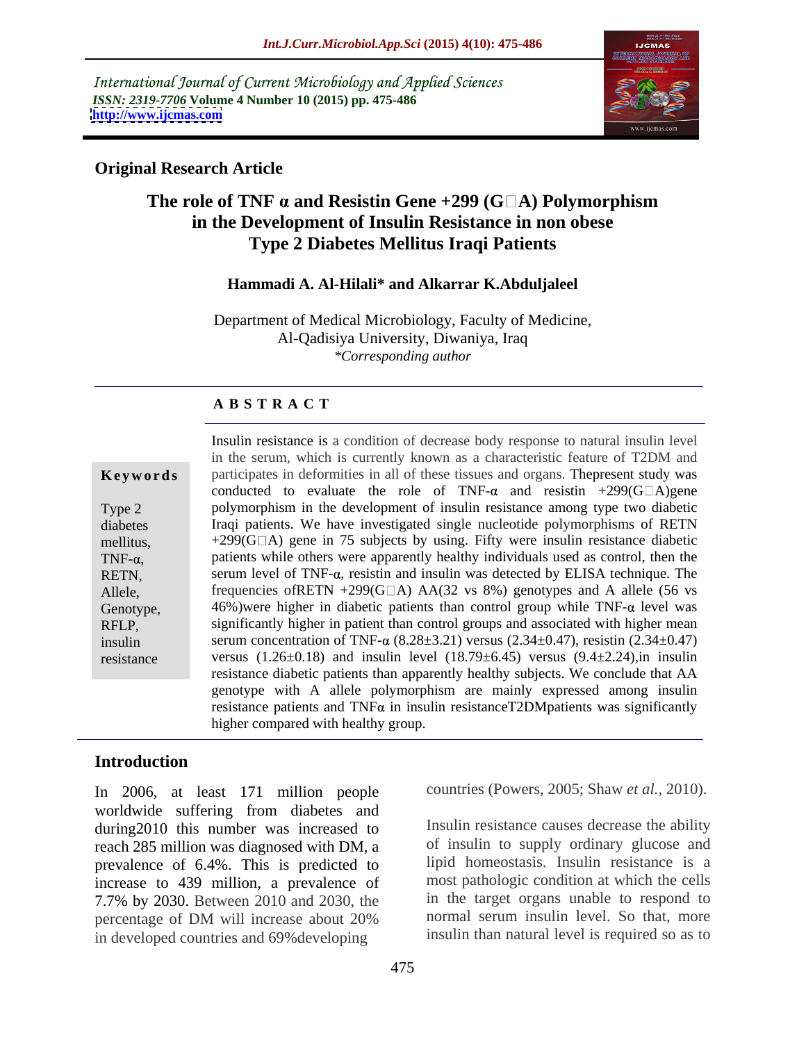International Journal of Current Microbiology and Applied Sciences
*ISSN: 2319-7706* **Volume 4 Number 10 (2015) pp. 475-486**
**http://www.ijcmas.com**

**Original Research Article**

# The role of TNF α and Resistin Gene +299 (G→A) Polymorphism in the Development of Insulin Resistance in non obese Type 2 Diabetes Mellitus Iraqi Patients

**Hammadi A. Al-Hilali* and Alkarrar K.Abduljaleel**

Department of Medical Microbiology, Faculty of Medicine, Al-Qadisiya University, Diwaniya, Iraq
*\*Corresponding author*

**A B S T R A C T**

**Keywords**

Type 2 diabetes mellitus, TNF-α, RETN, Allele, Genotype, RFLP, insulin resistance

Insulin resistance is a condition of decrease body response to natural insulin level in the serum, which is currently known as a characteristic feature of T2DM and participates in deformities in all of these tissues and organs. Thepresent study was conducted to evaluate the role of TNF-α and resistin +299(G→A)gene polymorphism in the development of insulin resistance among type two diabetic Iraqi patients. We have investigated single nucleotide polymorphisms of RETN +299(G→A) gene in 75 subjects by using. Fifty were insulin resistance diabetic patients while others were apparently healthy individuals used as control, then the serum level of TNF-α, resistin and insulin was detected by ELISA technique. The frequencies ofRETN +299(G→A) AA(32 vs 8%) genotypes and A allele (56 vs 46%)were higher in diabetic patients than control group while TNF-α level was significantly higher in patient than control groups and associated with higher mean serum concentration of TNF-α (8.28±3.21) versus (2.34±0.47), resistin (2.34±0.47) versus (1.26±0.18) and insulin level (18.79±6.45) versus (9.4±2.24),in insulin resistance diabetic patients than apparently healthy subjects. We conclude that AA genotype with A allele polymorphism are mainly expressed among insulin resistance patients and TNFα in insulin resistanceT2DMpatients was significantly higher compared with healthy group.

## Introduction

In 2006, at least 171 million people worldwide suffering from diabetes and during2010 this number was increased to reach 285 million was diagnosed with DM, a prevalence of 6.4%. This is predicted to increase to 439 million, a prevalence of 7.7% by 2030. Between 2010 and 2030, the percentage of DM will increase about 20% in developed countries and 69%developing countries (Powers, 2005; Shaw *et al.,* 2010).

Insulin resistance causes decrease the ability of insulin to supply ordinary glucose and lipid homeostasis. Insulin resistance is a most pathologic condition at which the cells in the target organs unable to respond to normal serum insulin level. So that, more insulin than natural level is required so as to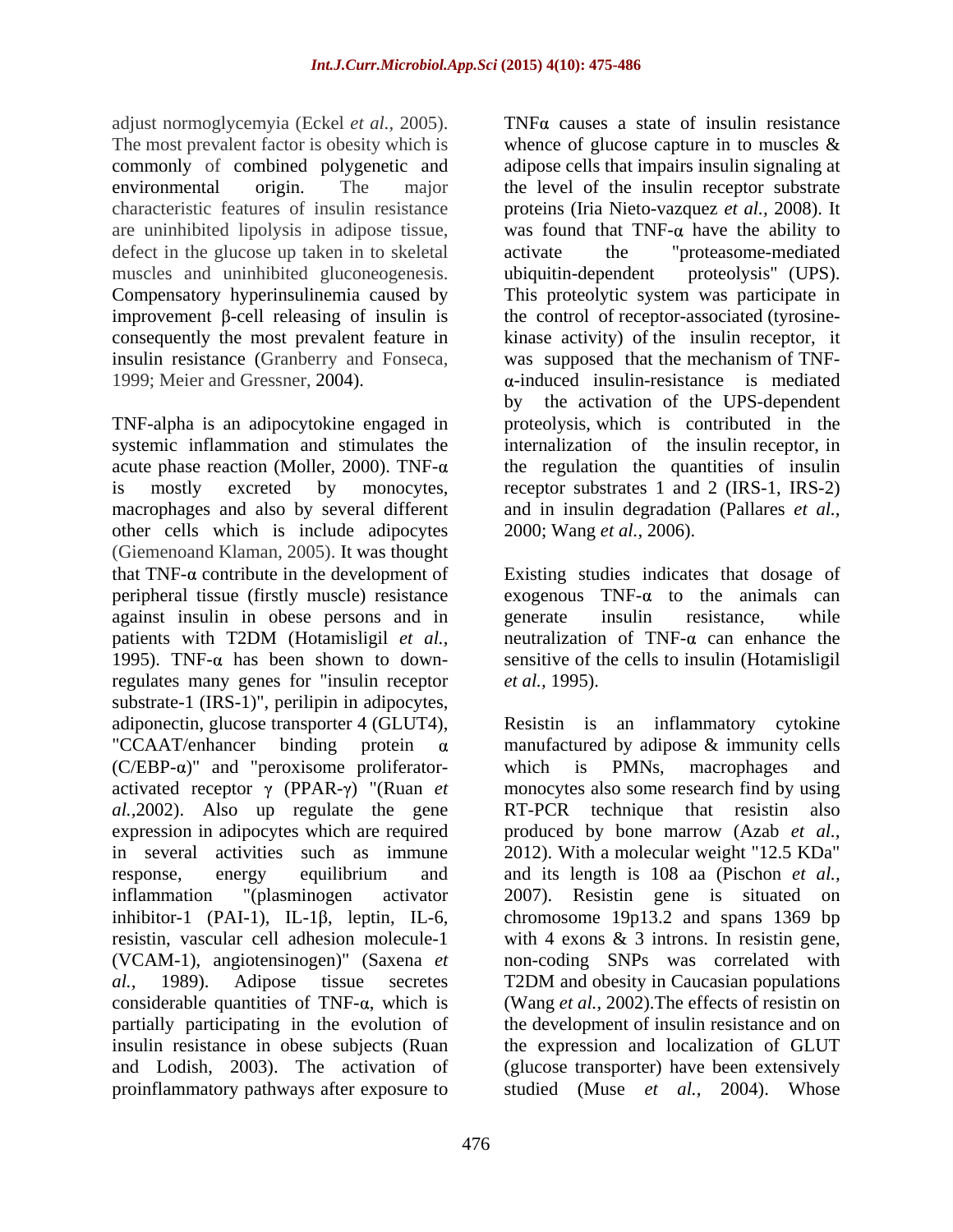adjust normoglycemyia (Eckel *et al.,* 2005). The most prevalent factor is obesity which is commonly of combined polygenetic and environmental origin. The major characteristic features of insulin resistance are uninhibited lipolysis in adipose tissue, defect in the glucose up taken in to skeletal muscles and uninhibited gluconeogenesis. Compensatory hyperinsulinemia caused by improvement β-cell releasing of insulin is consequently the most prevalent feature in insulin resistance (Granberry and Fonseca, 1999; Meier and Gressner, 2004).

TNF-alpha is an adipocytokine engaged in systemic inflammation and stimulates the acute phase reaction (Moller, 2000). TNF-α is mostly excreted by monocytes, macrophages and also by several different other cells which is include adipocytes (Giemenoand Klaman, 2005). It was thought that TNF-α contribute in the development of peripheral tissue (firstly muscle) resistance against insulin in obese persons and in patients with T2DM (Hotamisligil *et al.,* 1995). TNF-α has been shown to down-regulates many genes for "insulin receptor substrate-1 (IRS-1)", perilipin in adipocytes, adiponectin, glucose transporter 4 (GLUT4), "CCAAT/enhancer binding protein α (C/EBP-α)" and "peroxisome proliferator-activated receptor γ (PPAR-γ) "(Ruan *et al.,*2002). Also up regulate the gene expression in adipocytes which are required in several activities such as immune response, energy equilibrium and inflammation "(plasminogen activator inhibitor-1 (PAI-1), IL-1β, leptin, IL-6, resistin, vascular cell adhesion molecule-1 (VCAM-1), angiotensinogen)" (Saxena *et al.,* 1989). Adipose tissue secretes considerable quantities of TNF-α, which is partially participating in the evolution of insulin resistance in obese subjects (Ruan and Lodish, 2003). The activation of proinflammatory pathways after exposure to TNFα causes a state of insulin resistance whence of glucose capture in to muscles & adipose cells that impairs insulin signaling at the level of the insulin receptor substrate proteins (Iria Nieto-vazquez *et al.,* 2008). It was found that TNF-α have the ability to activate the "proteasome-mediated ubiquitin-dependent proteolysis" (UPS). This proteolytic system was participate in the control of receptor-associated (tyrosine-kinase activity) of the insulin receptor, it was supposed that the mechanism of TNF-α-induced insulin-resistance is mediated by the activation of the UPS-dependent proteolysis, which is contributed in the internalization of the insulin receptor, in the regulation the quantities of insulin receptor substrates 1 and 2 (IRS-1, IRS-2) and in insulin degradation (Pallares *et al.,* 2000; Wang *et al.,* 2006).

Existing studies indicates that dosage of exogenous TNF-α to the animals can generate insulin resistance, while neutralization of TNF-α can enhance the sensitive of the cells to insulin (Hotamisligil *et al.,* 1995).

Resistin is an inflammatory cytokine manufactured by adipose & immunity cells which is PMNs, macrophages and monocytes also some research find by using RT-PCR technique that resistin also produced by bone marrow (Azab *et al.,* 2012). With a molecular weight "12.5 KDa" and its length is 108 aa (Pischon *et al.,* 2007). Resistin gene is situated on chromosome 19p13.2 and spans 1369 bp with 4 exons & 3 introns. In resistin gene, non-coding SNPs was correlated with T2DM and obesity in Caucasian populations (Wang *et al.,* 2002).The effects of resistin on the development of insulin resistance and on the expression and localization of GLUT (glucose transporter) have been extensively studied (Muse *et al.,* 2004). Whose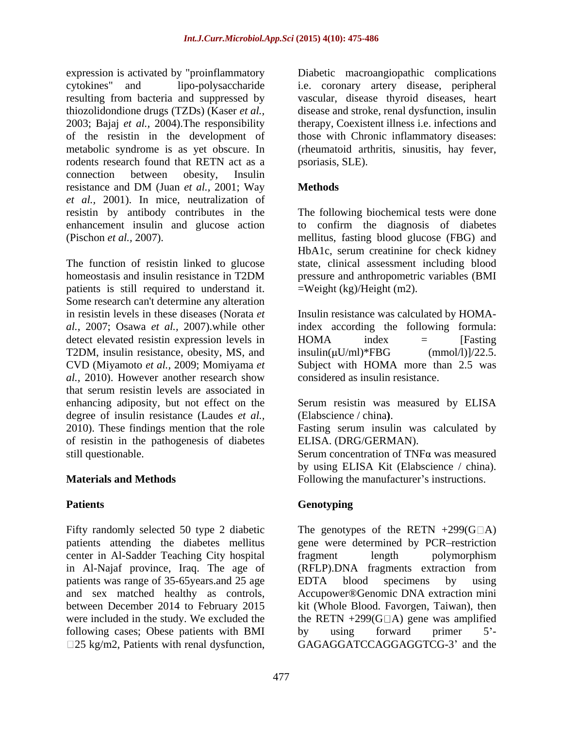expression is activated by "proinflammatory cytokines" and lipo-polysaccharide resulting from bacteria and suppressed by thiozolidondione drugs (TZDs) (Kaser *et al.,* 2003; Bajaj *et al.,* 2004).The responsibility of the resistin in the development of metabolic syndrome is as yet obscure. In rodents research found that RETN act as a connection between obesity, Insulin resistance and DM (Juan *et al.,* 2001; Way *et al.,* 2001). In mice, neutralization of resistin by antibody contributes in the enhancement insulin and glucose action (Pischon *et al.,* 2007).

The function of resistin linked to glucose homeostasis and insulin resistance in T2DM patients is still required to understand it. Some research can't determine any alteration in resistin levels in these diseases (Norata *et al.,* 2007; Osawa *et al.,* 2007).while other detect elevated resistin expression levels in T2DM, insulin resistance, obesity, MS, and CVD (Miyamoto *et al.,* 2009; Momiyama *et al.,* 2010). However another research show that serum resistin levels are associated in enhancing adiposity, but not effect on the degree of insulin resistance (Laudes *et al.,* 2010). These findings mention that the role of resistin in the pathogenesis of diabetes still questionable.

## Materials and Methods

### Patients

Fifty randomly selected 50 type 2 diabetic patients attending the diabetes mellitus center in Al-Sadder Teaching City hospital in Al-Najaf province, Iraq. The age of patients was range of 35-65years.and 25 age and sex matched healthy as controls, between December 2014 to February 2015 were included in the study. We excluded the following cases; Obese patients with BMI □25 kg/m2, Patients with renal dysfunction, Diabetic macroangiopathic complications i.e. coronary artery disease, peripheral vascular, disease thyroid diseases, heart disease and stroke, renal dysfunction, insulin therapy, Coexistent illness i.e. infections and those with Chronic inflammatory diseases: (rheumatoid arthritis, sinusitis, hay fever, psoriasis, SLE).

### Methods

The following biochemical tests were done to confirm the diagnosis of diabetes mellitus, fasting blood glucose (FBG) and HbA1c, serum creatinine for check kidney state, clinical assessment including blood pressure and anthropometric variables (BMI =Weight (kg)/Height (m2).

Insulin resistance was calculated by HOMA-index according the following formula: HOMA index = [Fasting insulin(μU/ml)*FBG (mmol/l)]/22.5. Subject with HOMA more than 2.5 was considered as insulin resistance.

Serum resistin was measured by ELISA (Elabscience / china**)**.
Fasting serum insulin was calculated by ELISA. (DRG/GERMAN).
Serum concentration of TNFα was measured by using ELISA Kit (Elabscience / china). Following the manufacturer's instructions.

### Genotyping

The genotypes of the RETN +299(G□A) gene were determined by PCR–restriction fragment length polymorphism (RFLP).DNA fragments extraction from EDTA blood specimens by using Accupower®Genomic DNA extraction mini kit (Whole Blood. Favorgen, Taiwan), then the RETN +299(G□A) gene was amplified by using forward primer 5'-GAGAGGATCCAGGAGGTCG-3' and the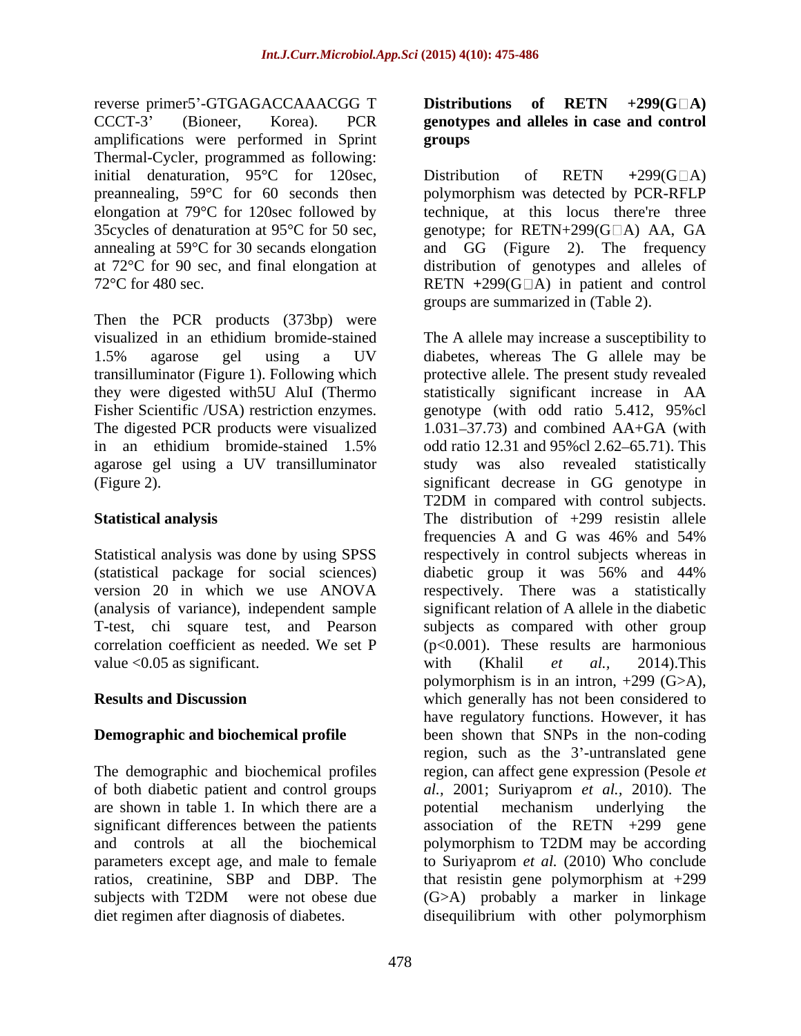reverse primer5'-GTGAGACCAAACGG T CCCT-3' (Bioneer, Korea). PCR amplifications were performed in Sprint Thermal-Cycler, programmed as following: initial denaturation, 95°C for 120sec, preannealing, 59°C for 60 seconds then elongation at 79°C for 120sec followed by 35cycles of denaturation at 95°C for 50 sec, annealing at 59°C for 30 secands elongation at 72°C for 90 sec, and final elongation at 72°C for 480 sec.

Then the PCR products (373bp) were visualized in an ethidium bromide-stained 1.5% agarose gel using a UV transilluminator (Figure 1). Following which they were digested with5U AluI (Thermo Fisher Scientific /USA) restriction enzymes. The digested PCR products were visualized in an ethidium bromide-stained 1.5% agarose gel using a UV transilluminator (Figure 2).

## Statistical analysis

Statistical analysis was done by using SPSS (statistical package for social sciences) version 20 in which we use ANOVA (analysis of variance), independent sample T-test, chi square test, and Pearson correlation coefficient as needed. We set P value <0.05 as significant.

## Results and Discussion

### Demographic and biochemical profile

The demographic and biochemical profiles of both diabetic patient and control groups are shown in table 1. In which there are a significant differences between the patients and controls at all the biochemical parameters except age, and male to female ratios, creatinine, SBP and DBP. The subjects with T2DM were not obese due diet regimen after diagnosis of diabetes.

### Distributions of RETN +299(G□A) genotypes and alleles in case and control groups

Distribution of RETN +299(G□A) polymorphism was detected by PCR-RFLP technique, at this locus there're three genotype; for RETN+299(G□A) AA, GA and GG (Figure 2). The frequency distribution of genotypes and alleles of RETN +299(G□A) in patient and control groups are summarized in (Table 2).

The A allele may increase a susceptibility to diabetes, whereas The G allele may be protective allele. The present study revealed statistically significant increase in AA genotype (with odd ratio 5.412, 95%cl 1.031–37.73) and combined AA+GA (with odd ratio 12.31 and 95%cl 2.62–65.71). This study was also revealed statistically significant decrease in GG genotype in T2DM in compared with control subjects. The distribution of +299 resistin allele frequencies A and G was 46% and 54% respectively in control subjects whereas in diabetic group it was 56% and 44% respectively. There was a statistically significant relation of A allele in the diabetic subjects as compared with other group ($p<0.001$). These results are harmonious with (Khalil *et al.*, 2014).This polymorphism is in an intron, +299 (G>A), which generally has not been considered to have regulatory functions. However, it has been shown that SNPs in the non-coding region, such as the 3'-untranslated gene region, can affect gene expression (Pesole *et al.*, 2001; Suriyaprom *et al.*, 2010). The potential mechanism underlying the association of the RETN +299 gene polymorphism to T2DM may be according to Suriyaprom *et al.* (2010) Who conclude that resistin gene polymorphism at +299 (G>A) probably a marker in linkage disequilibrium with other polymorphism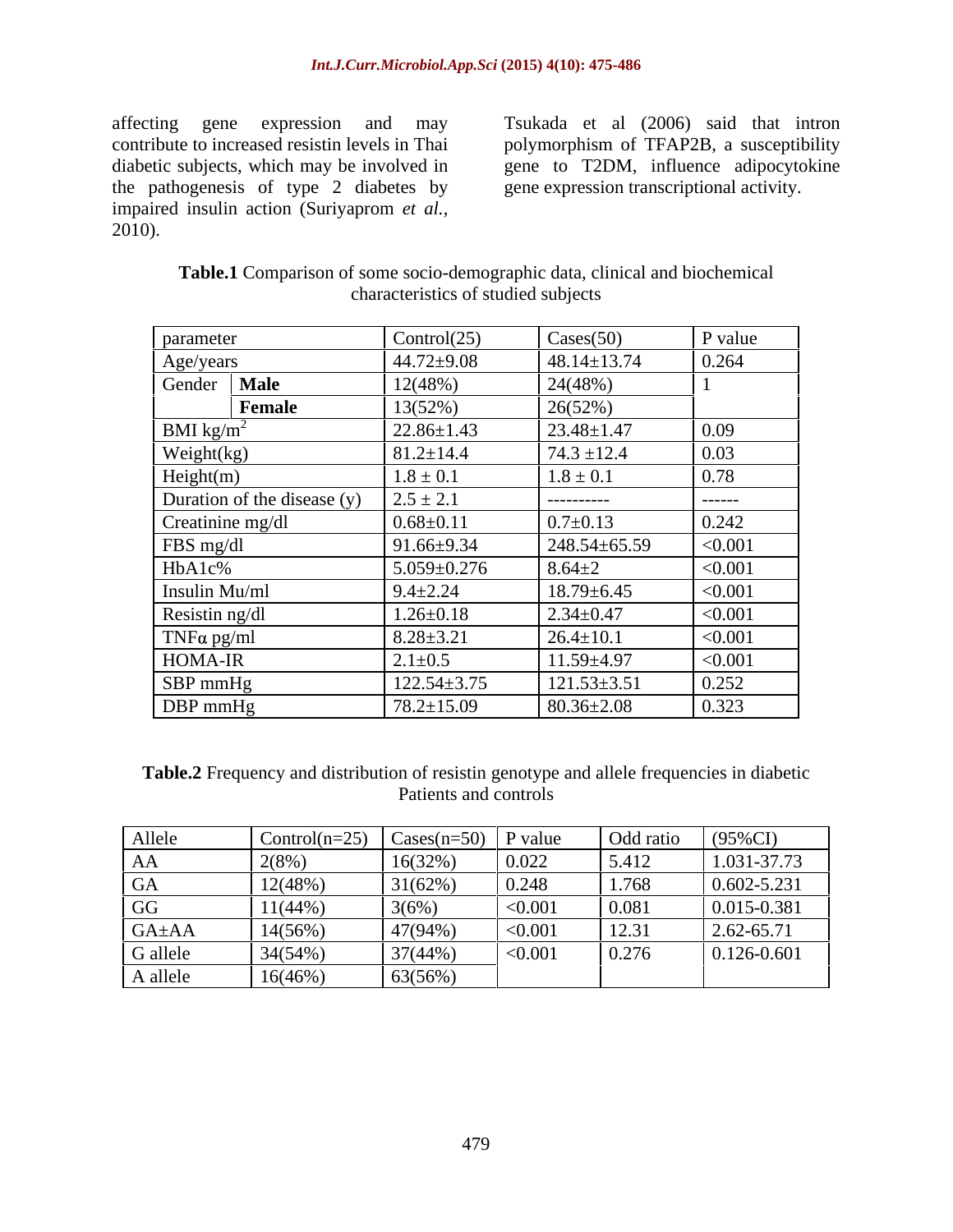affecting gene expression and may contribute to increased resistin levels in Thai diabetic subjects, which may be involved in the pathogenesis of type 2 diabetes by impaired insulin action (Suriyaprom *et al.*, 2010).

Tsukada et al (2006) said that intron polymorphism of TFAP2B, a susceptibility gene to T2DM, influence adipocytokine gene expression transcriptional activity.

**Table.1** Comparison of some socio-demographic data, clinical and biochemical characteristics of studied subjects

| parameter | | Control(25) | Cases(50) | P value |
|---|---|---|---|---|
| Age/years | | 44.72±9.08 | 48.14±13.74 | 0.264 |
| Gender | **Male** | 12(48%) | 24(48%) | 1 |
| | **Female** | 13(52%) | 26(52%) | |
| BMI kg/$m^2$ | | 22.86±1.43 | 23.48±1.47 | 0.09 |
| Weight(kg) | | 81.2±14.4 | 74.3 ±12.4 | 0.03 |
| Height(m) | | 1.8 ± 0.1 | 1.8 ± 0.1 | 0.78 |
| Duration of the disease (y) | | 2.5 ± 2.1 | ---------- | ------ |
| Creatinine mg/dl | | 0.68±0.11 | 0.7±0.13 | 0.242 |
| FBS mg/dl | | 91.66±9.34 | 248.54±65.59 | <0.001 |
| HbA1c% | | 5.059±0.276 | 8.64±2 | <0.001 |
| Insulin Mu/ml | | 9.4±2.24 | 18.79±6.45 | <0.001 |
| Resistin ng/dl | | 1.26±0.18 | 2.34±0.47 | <0.001 |
| TNFα pg/ml | | 8.28±3.21 | 26.4±10.1 | <0.001 |
| HOMA-IR | | 2.1±0.5 | 11.59±4.97 | <0.001 |
| SBP mmHg | | 122.54±3.75 | 121.53±3.51 | 0.252 |
| DBP mmHg | | 78.2±15.09 | 80.36±2.08 | 0.323 |

**Table.2** Frequency and distribution of resistin genotype and allele frequencies in diabetic Patients and controls

| Allele | Control(n=25) | Cases(n=50) | P value | Odd ratio | (95%CI) |
|---|---|---|---|---|---|
| AA | 2(8%) | 16(32%) | 0.022 | 5.412 | 1.031-37.73 |
| GA | 12(48%) | 31(62%) | 0.248 | 1.768 | 0.602-5.231 |
| GG | 11(44%) | 3(6%) | <0.001 | 0.081 | 0.015-0.381 |
| GA±AA | 14(56%) | 47(94%) | <0.001 | 12.31 | 2.62-65.71 |
| G allele | 34(54%) | 37(44%) | <0.001 | 0.276 | 0.126-0.601 |
| A allele | 16(46%) | 63(56%) | | | |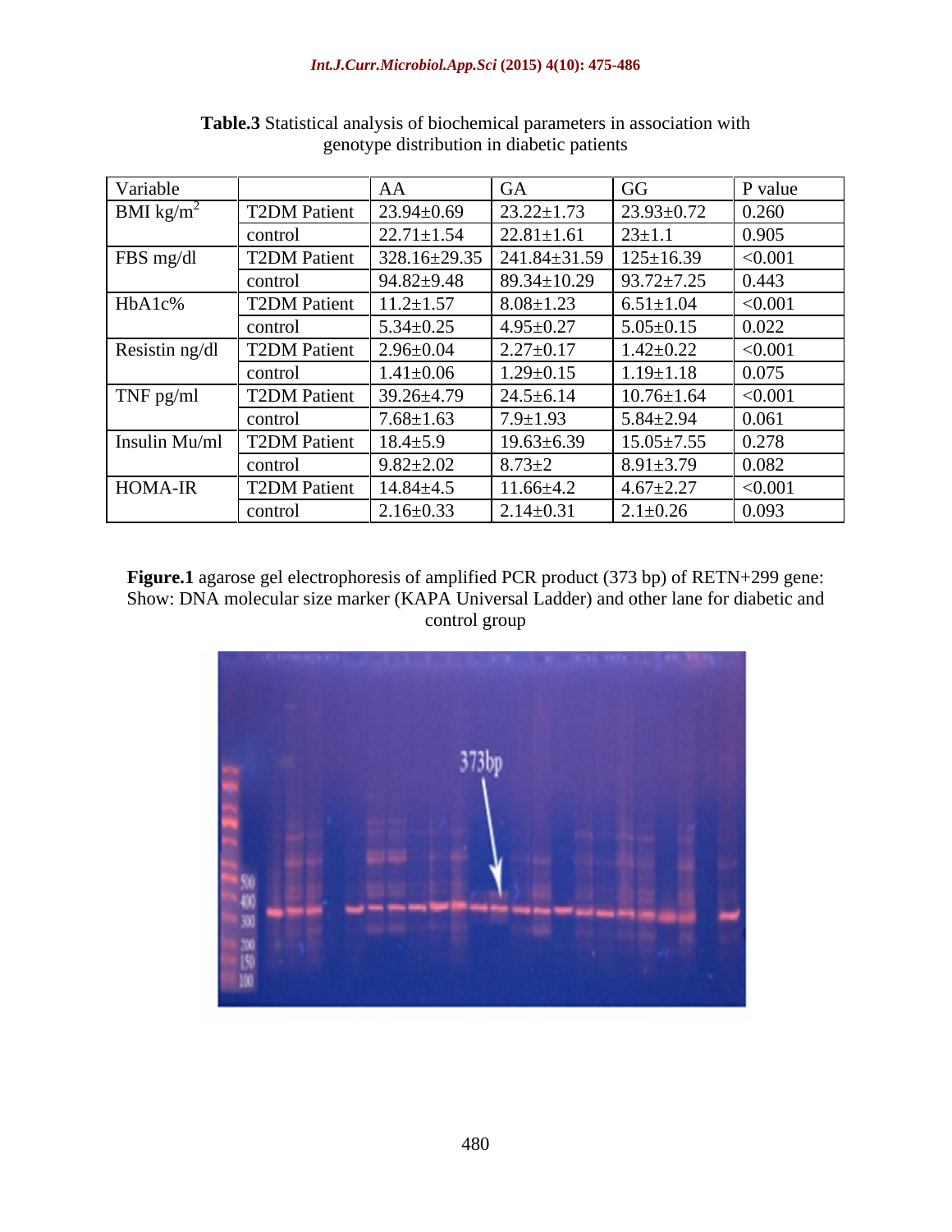**Table.3** Statistical analysis of biochemical parameters in association with genotype distribution in diabetic patients

| Variable | | AA | GA | GG | P value |
|---|---|---|---|---|---|
| BMI kg/m$^2$ | T2DM Patient | 23.94±0.69 | 23.22±1.73 | 23.93±0.72 | 0.260 |
| | control | 22.71±1.54 | 22.81±1.61 | 23±1.1 | 0.905 |
| FBS mg/dl | T2DM Patient | 328.16±29.35 | 241.84±31.59 | 125±16.39 | <0.001 |
| | control | 94.82±9.48 | 89.34±10.29 | 93.72±7.25 | 0.443 |
| HbA1c% | T2DM Patient | 11.2±1.57 | 8.08±1.23 | 6.51±1.04 | <0.001 |
| | control | 5.34±0.25 | 4.95±0.27 | 5.05±0.15 | 0.022 |
| Resistin ng/dl | T2DM Patient | 2.96±0.04 | 2.27±0.17 | 1.42±0.22 | <0.001 |
| | control | 1.41±0.06 | 1.29±0.15 | 1.19±1.18 | 0.075 |
| TNF pg/ml | T2DM Patient | 39.26±4.79 | 24.5±6.14 | 10.76±1.64 | <0.001 |
| | control | 7.68±1.63 | 7.9±1.93 | 5.84±2.94 | 0.061 |
| Insulin Mu/ml | T2DM Patient | 18.4±5.9 | 19.63±6.39 | 15.05±7.55 | 0.278 |
| | control | 9.82±2.02 | 8.73±2 | 8.91±3.79 | 0.082 |
| HOMA-IR | T2DM Patient | 14.84±4.5 | 11.66±4.2 | 4.67±2.27 | <0.001 |
| | control | 2.16±0.33 | 2.14±0.31 | 2.1±0.26 | 0.093 |

**Figure.1** agarose gel electrophoresis of amplified PCR product (373 bp) of RETN+299 gene: Show: DNA molecular size marker (KAPA Universal Ladder) and other lane for diabetic and control group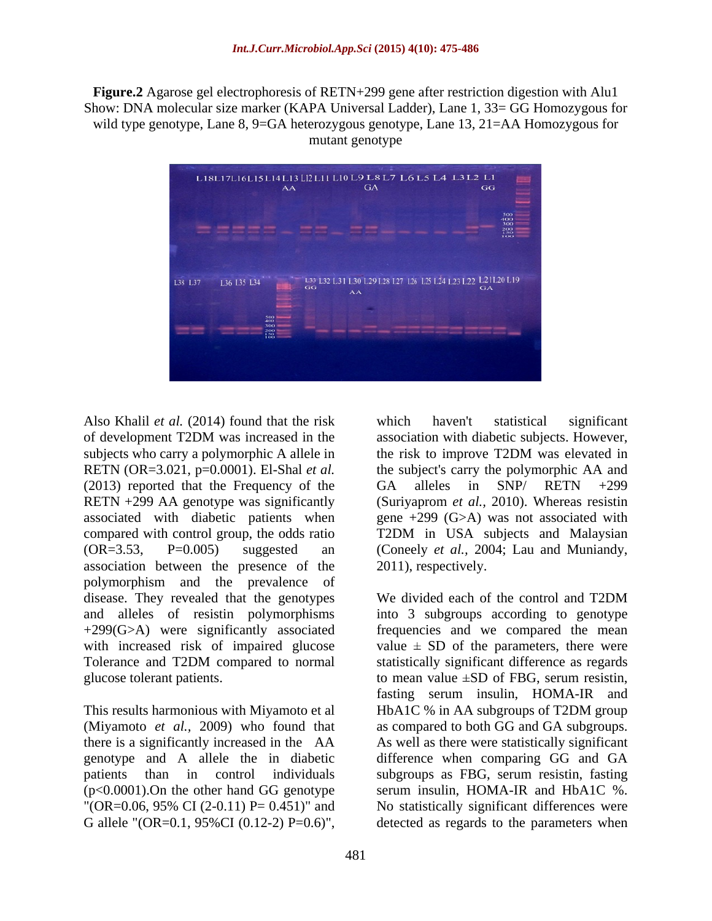**Figure.2** Agarose gel electrophoresis of RETN+299 gene after restriction digestion with Alu1 Show: DNA molecular size marker (KAPA Universal Ladder), Lane 1, 33= GG Homozygous for wild type genotype, Lane 8, 9=GA heterozygous genotype, Lane 13, 21=AA Homozygous for mutant genotype

Also Khalil *et al.* (2014) found that the risk of development T2DM was increased in the subjects who carry a polymorphic A allele in RETN (OR=3.021, p=0.0001). El-Shal *et al.* (2013) reported that the Frequency of the RETN +299 AA genotype was significantly associated with diabetic patients when compared with control group, the odds ratio (OR=3.53, P=0.005) suggested an association between the presence of the polymorphism and the prevalence of disease. They revealed that the genotypes and alleles of resistin polymorphisms +299(G>A) were significantly associated with increased risk of impaired glucose Tolerance and T2DM compared to normal glucose tolerant patients.

This results harmonious with Miyamoto et al (Miyamoto *et al.*, 2009) who found that there is a significantly increased in the AA genotype and A allele the in diabetic patients than in control individuals (p<0.0001).On the other hand GG genotype "(OR=0.06, 95% CI (2-0.11) P= 0.451)" and G allele "(OR=0.1, 95%CI (0.12-2) P=0.6)", which haven't statistical significant association with diabetic subjects. However, the risk to improve T2DM was elevated in the subject's carry the polymorphic AA and GA alleles in SNP/ RETN +299 (Suriyaprom *et al.*, 2010). Whereas resistin gene +299 (G>A) was not associated with T2DM in USA subjects and Malaysian (Coneely *et al.*, 2004; Lau and Muniandy, 2011), respectively.

We divided each of the control and T2DM into 3 subgroups according to genotype frequencies and we compared the mean value ± SD of the parameters, there were statistically significant difference as regards to mean value ±SD of FBG, serum resistin, fasting serum insulin, HOMA-IR and HbA1C % in AA subgroups of T2DM group as compared to both GG and GA subgroups. As well as there were statistically significant difference when comparing GG and GA subgroups as FBG, serum resistin, fasting serum insulin, HOMA-IR and HbA1C %. No statistically significant differences were detected as regards to the parameters when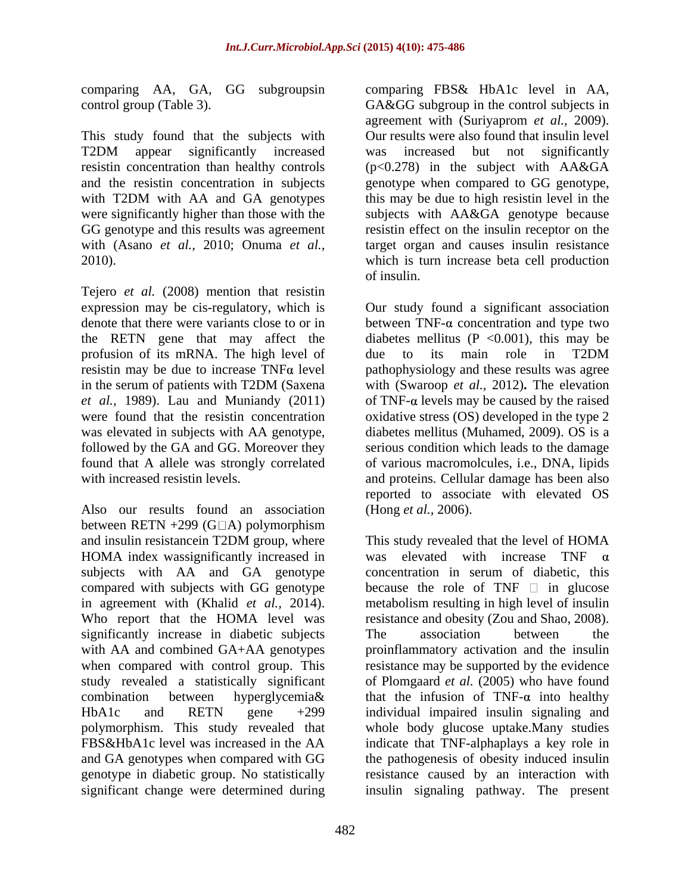comparing AA, GA, GG subgroupsin control group (Table 3).

This study found that the subjects with T2DM appear significantly increased resistin concentration than healthy controls and the resistin concentration in subjects with T2DM with AA and GA genotypes were significantly higher than those with the GG genotype and this results was agreement with (Asano *et al.,* 2010; Onuma *et al.,* 2010).

Tejero *et al.* (2008) mention that resistin expression may be cis-regulatory, which is denote that there were variants close to or in the RETN gene that may affect the profusion of its mRNA. The high level of resistin may be due to increase TNFα level in the serum of patients with T2DM (Saxena *et al.,* 1989). Lau and Muniandy (2011) were found that the resistin concentration was elevated in subjects with AA genotype, followed by the GA and GG. Moreover they found that A allele was strongly correlated with increased resistin levels.

Also our results found an association between RETN +299 (G□A) polymorphism and insulin resistancein T2DM group, where HOMA index wassignificantly increased in subjects with AA and GA genotype compared with subjects with GG genotype in agreement with (Khalid *et al.,* 2014). Who report that the HOMA level was significantly increase in diabetic subjects with AA and combined GA+AA genotypes when compared with control group. This study revealed a statistically significant combination between hyperglycemia& HbA1c and RETN gene +299 polymorphism. This study revealed that FBS&HbA1c level was increased in the AA and GA genotypes when compared with GG genotype in diabetic group. No statistically significant change were determined during comparing FBS& HbA1c level in AA, GA&GG subgroup in the control subjects in agreement with (Suriyaprom *et al.,* 2009). Our results were also found that insulin level was increased but not significantly ($p<0.278$) in the subject with AA&GA genotype when compared to GG genotype, this may be due to high resistin level in the subjects with AA&GA genotype because resistin effect on the insulin receptor on the target organ and causes insulin resistance which is turn increase beta cell production of insulin.

Our study found a significant association between TNF-α concentration and type two diabetes mellitus ($P<0.001$), this may be due to its main role in T2DM pathophysiology and these results was agree with (Swaroop *et al.,* 2012)**.** The elevation of TNF-α levels may be caused by the raised oxidative stress (OS) developed in the type 2 diabetes mellitus (Muhamed, 2009). OS is a serious condition which leads to the damage of various macromolcules, i.e., DNA, lipids and proteins. Cellular damage has been also reported to associate with elevated OS (Hong *et al.,* 2006).

This study revealed that the level of HOMA was elevated with increase TNF α concentration in serum of diabetic, this because the role of TNF □ in glucose metabolism resulting in high level of insulin resistance and obesity (Zou and Shao, 2008). The association between the proinflammatory activation and the insulin resistance may be supported by the evidence of Plomgaard *et al.* (2005) who have found that the infusion of TNF-α into healthy individual impaired insulin signaling and whole body glucose uptake.Many studies indicate that TNF-alphaplays a key role in the pathogenesis of obesity induced insulin resistance caused by an interaction with insulin signaling pathway. The present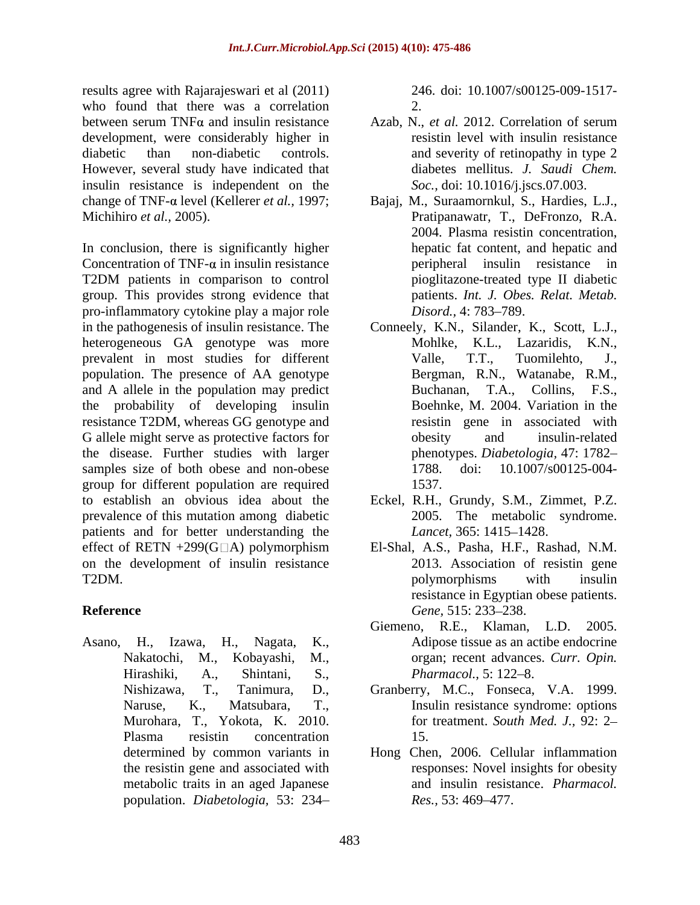results agree with Rajarajeswari et al (2011) who found that there was a correlation between serum TNFα and insulin resistance development, were considerably higher in diabetic than non-diabetic controls. However, several study have indicated that insulin resistance is independent on the change of TNF-α level (Kellerer *et al.,* 1997; Michihiro *et al.,* 2005).

In conclusion, there is significantly higher Concentration of TNF-α in insulin resistance T2DM patients in comparison to control group. This provides strong evidence that pro-inflammatory cytokine play a major role in the pathogenesis of insulin resistance. The heterogeneous GA genotype was more prevalent in most studies for different population. The presence of AA genotype and A allele in the population may predict the probability of developing insulin resistance T2DM, whereas GG genotype and G allele might serve as protective factors for the disease. Further studies with larger samples size of both obese and non-obese group for different population are required to establish an obvious idea about the prevalence of this mutation among diabetic patients and for better understanding the effect of RETN +299(G□A) polymorphism on the development of insulin resistance T2DM.

## Reference

Asano, H., Izawa, H., Nagata, K., Nakatochi, M., Kobayashi, M., Hirashiki, A., Shintani, S., Nishizawa, T., Tanimura, D., Naruse, K., Matsubara, T., Murohara, T., Yokota, K. 2010. Plasma resistin concentration determined by common variants in the resistin gene and associated with metabolic traits in an aged Japanese population. *Diabetologia,* 53: 234–246. doi: 10.1007/s00125-009-1517-2.

Azab, N., *et al.* 2012. Correlation of serum resistin level with insulin resistance and severity of retinopathy in type 2 diabetes mellitus. *J. Saudi Chem. Soc.,* doi: 10.1016/j.jscs.07.003.

Bajaj, M., Suraamornkul, S., Hardies, L.J., Pratipanawatr, T., DeFronzo, R.A. 2004. Plasma resistin concentration, hepatic fat content, and hepatic and peripheral insulin resistance in pioglitazone-treated type II diabetic patients. *Int. J. Obes. Relat. Metab. Disord.,* 4: 783–789.

Conneely, K.N., Silander, K., Scott, L.J., Mohlke, K.L., Lazaridis, K.N., Valle, T.T., Tuomilehto, J., Bergman, R.N., Watanabe, R.M., Buchanan, T.A., Collins, F.S., Boehnke, M. 2004. Variation in the resistin gene in associated with obesity and insulin-related phenotypes. *Diabetologia,* 47: 1782–1788. doi: 10.1007/s00125-004-1537.

Eckel, R.H., Grundy, S.M., Zimmet, P.Z. 2005. The metabolic syndrome. *Lancet,* 365: 1415–1428.

El-Shal, A.S., Pasha, H.F., Rashad, N.M. 2013. Association of resistin gene polymorphisms with insulin resistance in Egyptian obese patients. *Gene,* 515: 233–238.

Giemeno, R.E., Klaman, L.D. 2005. Adipose tissue as an actibe endocrine organ; recent advances. *Curr. Opin. Pharmacol.,* 5: 122–8.

Granberry, M.C., Fonseca, V.A. 1999. Insulin resistance syndrome: options for treatment. *South Med. J.,* 92: 2–15.

Hong Chen, 2006. Cellular inflammation responses: Novel insights for obesity and insulin resistance. *Pharmacol. Res.,* 53: 469–477.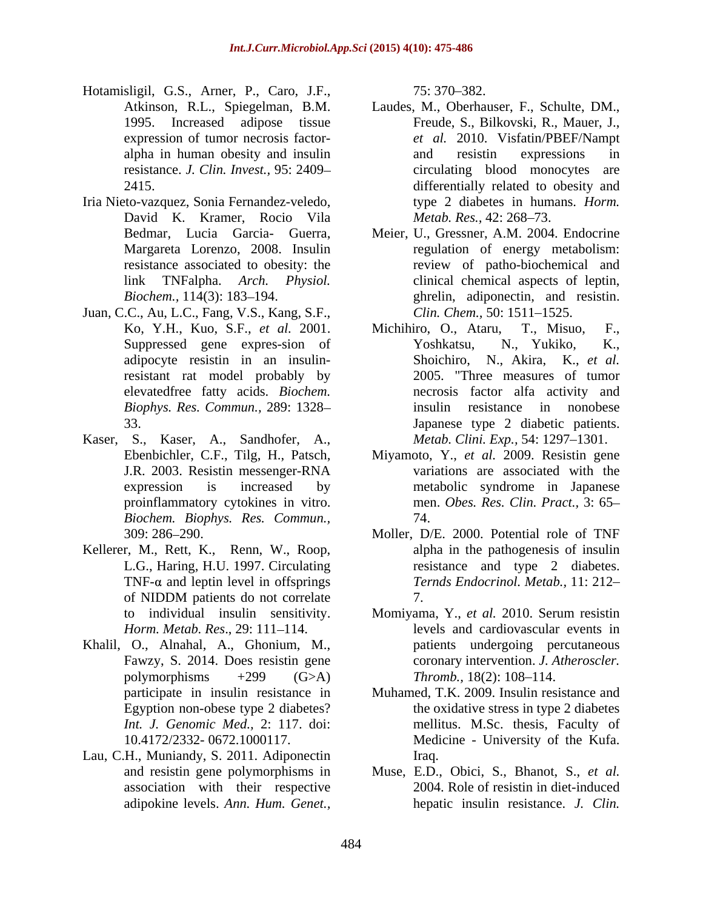Hotamisligil, G.S., Arner, P., Caro, J.F., Atkinson, R.L., Spiegelman, B.M. 1995. Increased adipose tissue expression of tumor necrosis factor-alpha in human obesity and insulin resistance. *J. Clin. Invest.*, 95: 2409–2415.

Iria Nieto-vazquez, Sonia Fernandez-veledo, David K. Kramer, Rocio Vila Bedmar, Lucia Garcia- Guerra, Margareta Lorenzo, 2008. Insulin resistance associated to obesity: the link TNFalpha. *Arch. Physiol. Biochem.*, 114(3): 183–194.

Juan, C.C., Au, L.C., Fang, V.S., Kang, S.F., Ko, Y.H., Kuo, S.F., *et al.* 2001. Suppressed gene expres-sion of adipocyte resistin in an insulin-resistant rat model probably by elevatedfree fatty acids. *Biochem. Biophys. Res. Commun.*, 289: 1328–33.

Kaser, S., Kaser, A., Sandhofer, A., Ebenbichler, C.F., Tilg, H., Patsch, J.R. 2003. Resistin messenger-RNA expression is increased by proinflammatory cytokines in vitro. *Biochem. Biophys. Res. Commun.*, 309: 286–290.

Kellerer, M., Rett, K., Renn, W., Roop, L.G., Haring, H.U. 1997. Circulating TNF-α and leptin level in offsprings of NIDDM patients do not correlate to individual insulin sensitivity. *Horm. Metab. Res*., 29: 111–114.

Khalil, O., Alnahal, A., Ghonium, M., Fawzy, S. 2014. Does resistin gene polymorphisms +299 (G>A) participate in insulin resistance in Egyption non-obese type 2 diabetes? *Int. J. Genomic Med.*, 2: 117. doi: 10.4172/2332- 0672.1000117.

Lau, C.H., Muniandy, S. 2011. Adiponectin and resistin gene polymorphisms in association with their respective adipokine levels. *Ann. Hum. Genet.*, 75: 370–382.

Laudes, M., Oberhauser, F., Schulte, DM., Freude, S., Bilkovski, R., Mauer, J., *et al.* 2010. Visfatin/PBEF/Nampt and resistin expressions in circulating blood monocytes are differentially related to obesity and type 2 diabetes in humans. *Horm. Metab. Res.*, 42: 268–73.

Meier, U., Gressner, A.M. 2004. Endocrine regulation of energy metabolism: review of patho-biochemical and clinical chemical aspects of leptin, ghrelin, adiponectin, and resistin. *Clin. Chem.*, 50: 1511–1525.

Michihiro, O., Ataru, T., Misuo, F., Yoshkatsu, N., Yukiko, K., Shoichiro, N., Akira, K., *et al.* 2005. "Three measures of tumor necrosis factor alfa activity and insulin resistance in nonobese Japanese type 2 diabetic patients. *Metab. Clini. Exp.*, 54: 1297–1301.

Miyamoto, Y., *et al.* 2009. Resistin gene variations are associated with the metabolic syndrome in Japanese men. *Obes. Res. Clin. Pract.*, 3: 65–74.

Moller, D/E. 2000. Potential role of TNF alpha in the pathogenesis of insulin resistance and type 2 diabetes. *Ternds Endocrinol. Metab.*, 11: 212–7.

Momiyama, Y., *et al.* 2010. Serum resistin levels and cardiovascular events in patients undergoing percutaneous coronary intervention. *J. Atheroscler. Thromb.*, 18(2): 108–114.

Muhamed, T.K. 2009. Insulin resistance and the oxidative stress in type 2 diabetes mellitus. M.Sc. thesis, Faculty of Medicine - University of the Kufa. Iraq.

Muse, E.D., Obici, S., Bhanot, S., *et al.* 2004. Role of resistin in diet-induced hepatic insulin resistance. *J. Clin.*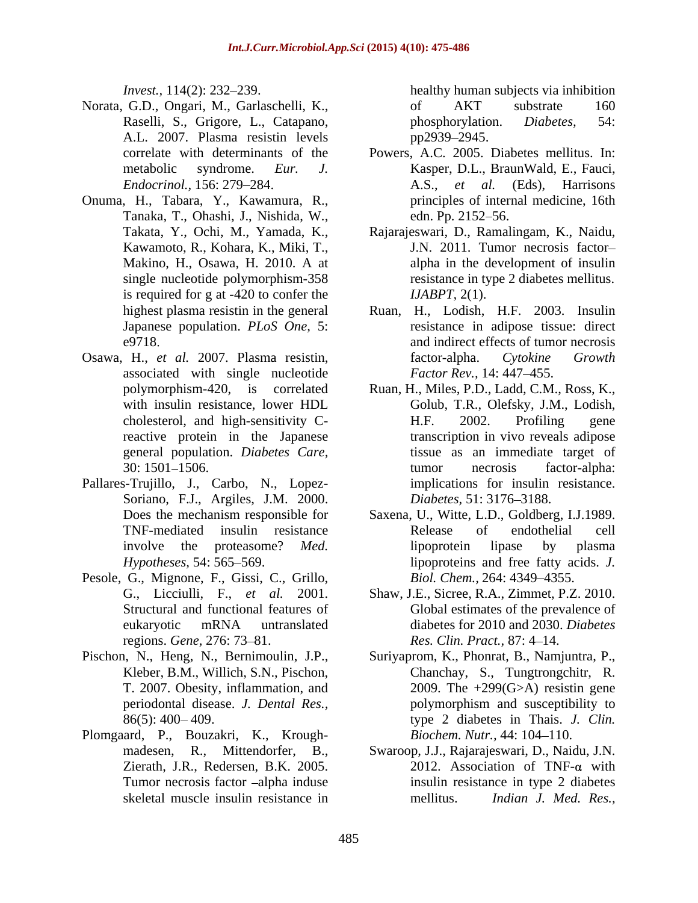*Invest.,* 114(2): 232–239.

Norata, G.D., Ongari, M., Garlaschelli, K., Raselli, S., Grigore, L., Catapano, A.L. 2007. Plasma resistin levels correlate with determinants of the metabolic syndrome. *Eur. J. Endocrinol.,* 156: 279–284.

Onuma, H., Tabara, Y., Kawamura, R., Tanaka, T., Ohashi, J., Nishida, W., Takata, Y., Ochi, M., Yamada, K., Kawamoto, R., Kohara, K., Miki, T., Makino, H., Osawa, H. 2010. A at single nucleotide polymorphism-358 is required for g at -420 to confer the highest plasma resistin in the general Japanese population. *PLoS One,* 5: e9718.

Osawa, H., *et al.* 2007. Plasma resistin, associated with single nucleotide polymorphism-420, is correlated with insulin resistance, lower HDL cholesterol, and high-sensitivity C-reactive protein in the Japanese general population. *Diabetes Care,* 30: 1501–1506.

Pallares-Trujillo, J., Carbo, N., Lopez-Soriano, F.J., Argiles, J.M. 2000. Does the mechanism responsible for TNF-mediated insulin resistance involve the proteasome? *Med. Hypotheses,* 54: 565–569.

Pesole, G., Mignone, F., Gissi, C., Grillo, G., Licciulli, F., *et al.* 2001. Structural and functional features of eukaryotic mRNA untranslated regions. *Gene,* 276: 73–81.

Pischon, N., Heng, N., Bernimoulin, J.P., Kleber, B.M., Willich, S.N., Pischon, T. 2007. Obesity, inflammation, and periodontal disease. *J. Dental Res.,* 86(5): 400– 409.

Plomgaard, P., Bouzakri, K., Krough-madesen, R., Mittendorfer, B., Zierath, J.R., Redersen, B.K. 2005. Tumor necrosis factor –alpha induse skeletal muscle insulin resistance in healthy human subjects via inhibition of AKT substrate 160 phosphorylation. *Diabetes,* 54: pp2939–2945.

Powers, A.C. 2005. Diabetes mellitus. In: Kasper, D.L., BraunWald, E., Fauci, A.S., *et al.* (Eds), Harrisons principles of internal medicine, 16th edn. Pp. 2152–56.

Rajarajeswari, D., Ramalingam, K., Naidu, J.N. 2011. Tumor necrosis factor–alpha in the development of insulin resistance in type 2 diabetes mellitus. *IJABPT,* 2(1).

Ruan, H., Lodish, H.F. 2003. Insulin resistance in adipose tissue: direct and indirect effects of tumor necrosis factor-alpha. *Cytokine Growth Factor Rev.,* 14: 447–455.

Ruan, H., Miles, P.D., Ladd, C.M., Ross, K., Golub, T.R., Olefsky, J.M., Lodish, H.F. 2002. Profiling gene transcription in vivo reveals adipose tissue as an immediate target of tumor necrosis factor-alpha: implications for insulin resistance. *Diabetes,* 51: 3176–3188.

Saxena, U., Witte, L.D., Goldberg, I.J.1989. Release of endothelial cell lipoprotein lipase by plasma lipoproteins and free fatty acids. *J. Biol. Chem.,* 264: 4349–4355.

Shaw, J.E., Sicree, R.A., Zimmet, P.Z. 2010. Global estimates of the prevalence of diabetes for 2010 and 2030. *Diabetes Res. Clin. Pract.,* 87: 4–14.

Suriyaprom, K., Phonrat, B., Namjuntra, P., Chanchay, S., Tungtrongchitr, R. 2009. The +299(G>A) resistin gene polymorphism and susceptibility to type 2 diabetes in Thais. *J. Clin. Biochem. Nutr.,* 44: 104–110.

Swaroop, J.J., Rajarajeswari, D., Naidu, J.N. 2012. Association of TNF-$\alpha$ with insulin resistance in type 2 diabetes mellitus. *Indian J. Med. Res.,*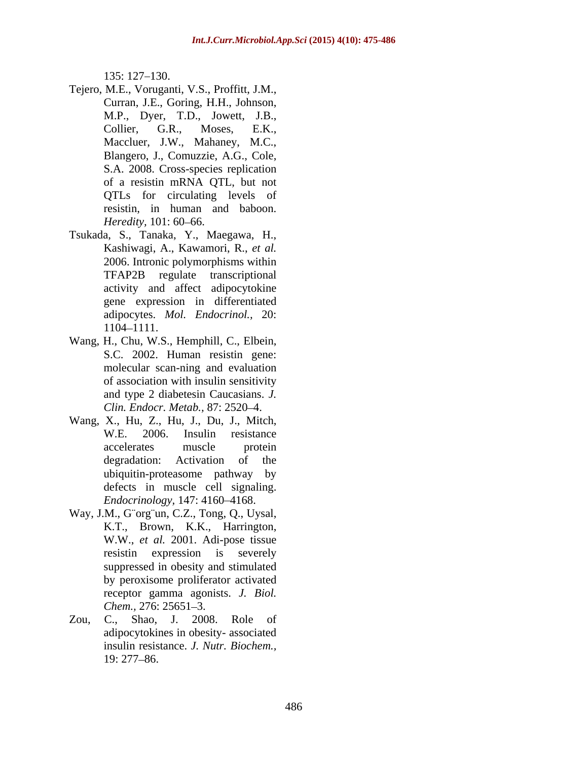135: 127–130.

Tejero, M.E., Voruganti, V.S., Proffitt, J.M., Curran, J.E., Goring, H.H., Johnson, M.P., Dyer, T.D., Jowett, J.B., Collier, G.R., Moses, E.K., Maccluer, J.W., Mahaney, M.C., Blangero, J., Comuzzie, A.G., Cole, S.A. 2008. Cross-species replication of a resistin mRNA QTL, but not QTLs for circulating levels of resistin, in human and baboon. *Heredity,* 101: 60–66.

Tsukada, S., Tanaka, Y., Maegawa, H., Kashiwagi, A., Kawamori, R., *et al.* 2006. Intronic polymorphisms within TFAP2B regulate transcriptional activity and affect adipocytokine gene expression in differentiated adipocytes. *Mol. Endocrinol.,* 20: 1104–1111.

Wang, H., Chu, W.S., Hemphill, C., Elbein, S.C. 2002. Human resistin gene: molecular scan-ning and evaluation of association with insulin sensitivity and type 2 diabetesin Caucasians. *J. Clin. Endocr. Metab.,* 87: 2520–4.

Wang, X., Hu, Z., Hu, J., Du, J., Mitch, W.E. 2006. Insulin resistance accelerates muscle protein degradation: Activation of the ubiquitin-proteasome pathway by defects in muscle cell signaling. *Endocrinology,* 147: 4160–4168.

Way, J.M., G¨org¨un, C.Z., Tong, Q., Uysal, K.T., Brown, K.K., Harrington, W.W., *et al.* 2001. Adi-pose tissue resistin expression is severely suppressed in obesity and stimulated by peroxisome proliferator activated receptor gamma agonists. *J. Biol. Chem.,* 276: 25651–3.

Zou, C., Shao, J. 2008. Role of adipocytokines in obesity- associated insulin resistance. *J. Nutr. Biochem.,* 19: 277–86.